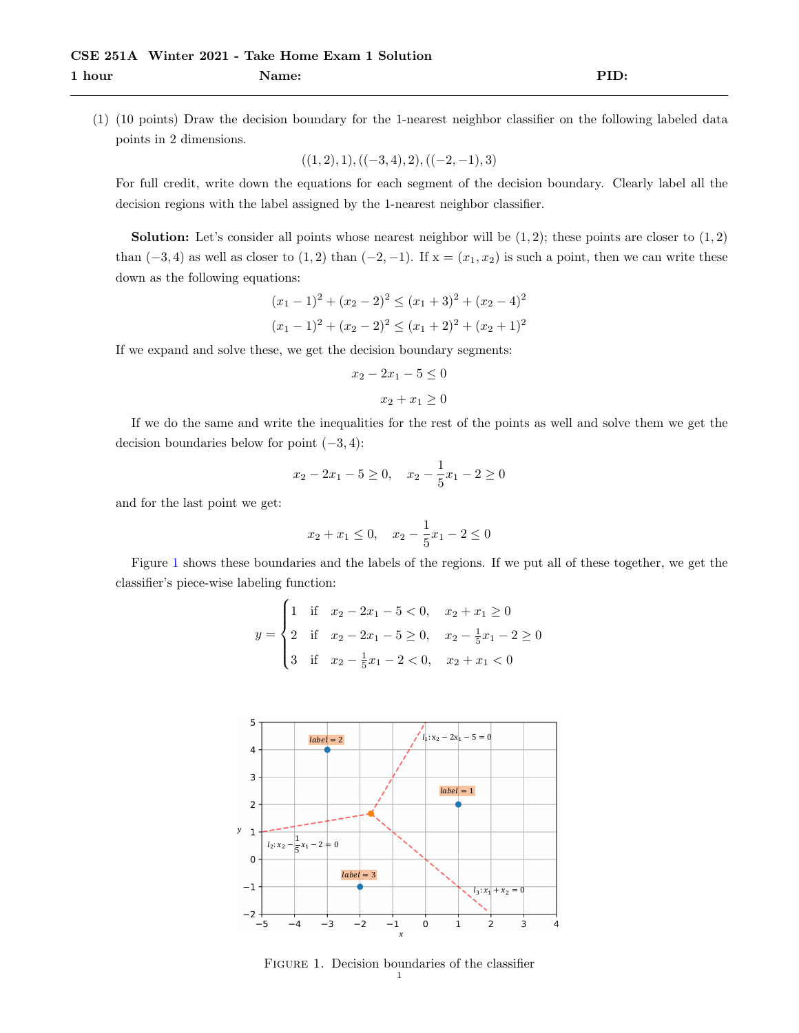**CSE 251A Winter 2021 - Take Home Exam 1 Solution**

**1 hour** **Name:** **PID:**

---

(1) (10 points) Draw the decision boundary for the 1-nearest neighbor classifier on the following labeled data points in 2 dimensions.

$$((1, 2), 1), ((-3, 4), 2), ((-2, -1), 3)$$

For full credit, write down the equations for each segment of the decision boundary. Clearly label all the decision regions with the label assigned by the 1-nearest neighbor classifier.

**Solution:** Let's consider all points whose nearest neighbor will be $(1, 2)$; these points are closer to $(1, 2)$ than $(-3, 4)$ as well as closer to $(1, 2)$ than $(-2, -1)$. If $\mathrm{x} = (x_1, x_2)$ is such a point, then we can write these down as the following equations:

$$(x_1 - 1)^2 + (x_2 - 2)^2 \leq (x_1 + 3)^2 + (x_2 - 4)^2$$

$$(x_1 - 1)^2 + (x_2 - 2)^2 \leq (x_1 + 2)^2 + (x_2 + 1)^2$$

If we expand and solve these, we get the decision boundary segments:

$$x_2 - 2x_1 - 5 \leq 0$$

$$x_2 + x_1 \geq 0$$

If we do the same and write the inequalities for the rest of the points as well and solve them we get the decision boundaries below for point $(-3, 4)$:

$$x_2 - 2x_1 - 5 \geq 0, \quad x_2 - \frac{1}{5}x_1 - 2 \geq 0$$

and for the last point we get:

$$x_2 + x_1 \leq 0, \quad x_2 - \frac{1}{5}x_1 - 2 \leq 0$$

Figure 1 shows these boundaries and the labels of the regions. If we put all of these together, we get the classifier's piece-wise labeling function:

$$y = \begin{cases} 1 & \text{if} \quad x_2 - 2x_1 - 5 < 0, \quad x_2 + x_1 \geq 0 \\ 2 & \text{if} \quad x_2 - 2x_1 - 5 \geq 0, \quad x_2 - \frac{1}{5}x_1 - 2 \geq 0 \\ 3 & \text{if} \quad x_2 - \frac{1}{5}x_1 - 2 < 0, \quad x_2 + x_1 < 0 \end{cases}$$

Figure 1. Decision boundaries of the classifier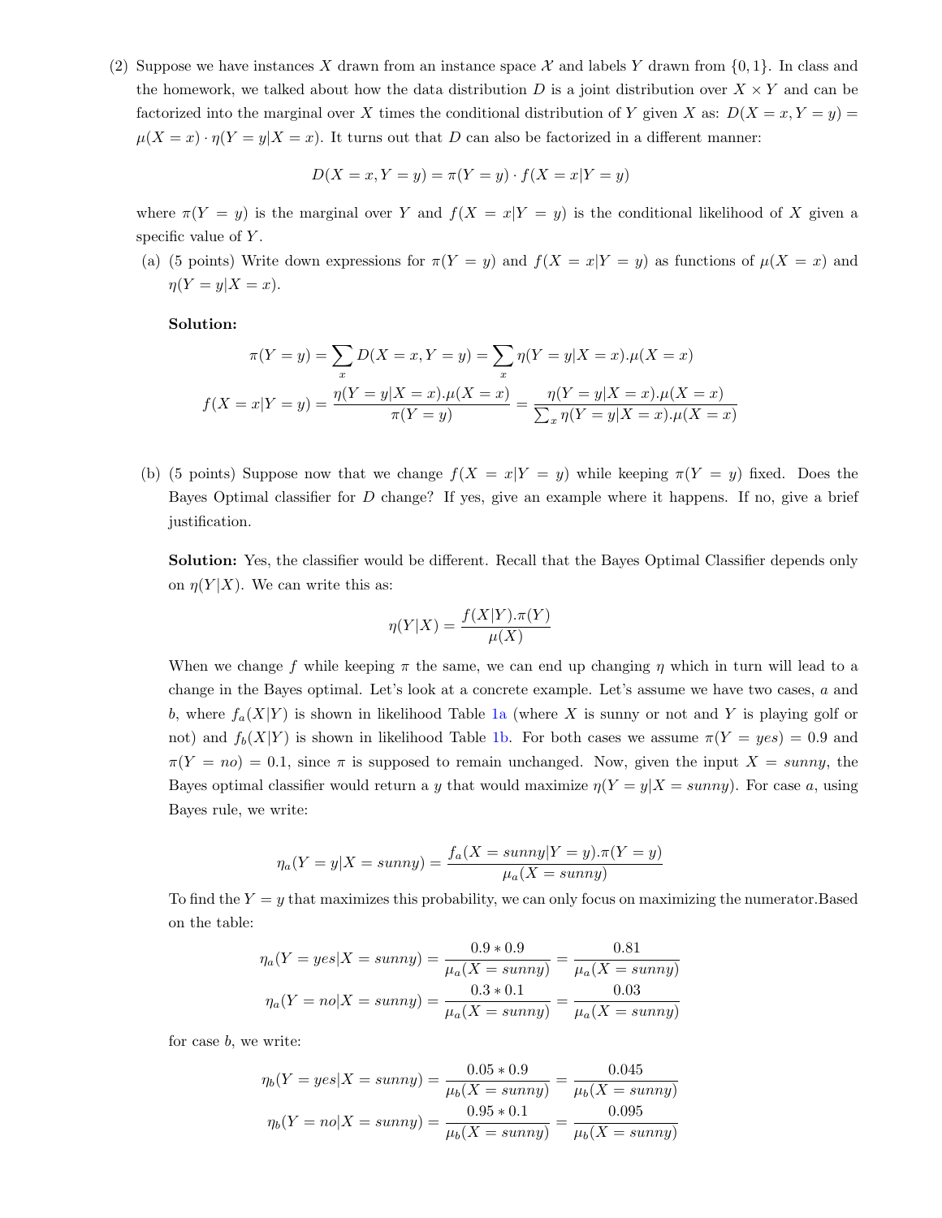(2) Suppose we have instances $X$ drawn from an instance space $\mathcal{X}$ and labels $Y$ drawn from $\{0, 1\}$. In class and the homework, we talked about how the data distribution $D$ is a joint distribution over $X \times Y$ and can be factorized into the marginal over $X$ times the conditional distribution of $Y$ given $X$ as: $D(X = x, Y = y) = \mu(X = x) \cdot \eta(Y = y|X = x)$. It turns out that $D$ can also be factorized in a different manner:

$$D(X = x, Y = y) = \pi(Y = y) \cdot f(X = x|Y = y)$$

where $\pi(Y = y)$ is the marginal over $Y$ and $f(X = x|Y = y)$ is the conditional likelihood of $X$ given a specific value of $Y$.

(a) (5 points) Write down expressions for $\pi(Y = y)$ and $f(X = x|Y = y)$ as functions of $\mu(X = x)$ and $\eta(Y = y|X = x)$.

**Solution:**

$$\pi(Y = y) = \sum_x D(X = x, Y = y) = \sum_x \eta(Y = y|X = x).\mu(X = x)$$

$$f(X = x|Y = y) = \frac{\eta(Y = y|X = x).\mu(X = x)}{\pi(Y = y)} = \frac{\eta(Y = y|X = x).\mu(X = x)}{\sum_x \eta(Y = y|X = x).\mu(X = x)}$$

(b) (5 points) Suppose now that we change $f(X = x|Y = y)$ while keeping $\pi(Y = y)$ fixed. Does the Bayes Optimal classifier for $D$ change? If yes, give an example where it happens. If no, give a brief justification.

**Solution:** Yes, the classifier would be different. Recall that the Bayes Optimal Classifier depends only on $\eta(Y|X)$. We can write this as:

$$\eta(Y|X) = \frac{f(X|Y).\pi(Y)}{\mu(X)}$$

When we change $f$ while keeping $\pi$ the same, we can end up changing $\eta$ which in turn will lead to a change in the Bayes optimal. Let's look at a concrete example. Let's assume we have two cases, $a$ and $b$, where $f_a(X|Y)$ is shown in likelihood Table 1a (where $X$ is sunny or not and $Y$ is playing golf or not) and $f_b(X|Y)$ is shown in likelihood Table 1b. For both cases we assume $\pi(Y = yes) = 0.9$ and $\pi(Y = no) = 0.1$, since $\pi$ is supposed to remain unchanged. Now, given the input $X = sunny$, the Bayes optimal classifier would return a $y$ that would maximize $\eta(Y = y|X = sunny)$. For case $a$, using Bayes rule, we write:

$$\eta_a(Y = y|X = sunny) = \frac{f_a(X = sunny|Y = y).\pi(Y = y)}{\mu_a(X = sunny)}$$

To find the $Y = y$ that maximizes this probability, we can only focus on maximizing the numerator.Based on the table:

$$\eta_a(Y = yes|X = sunny) = \frac{0.9 * 0.9}{\mu_a(X = sunny)} = \frac{0.81}{\mu_a(X = sunny)}$$

$$\eta_a(Y = no|X = sunny) = \frac{0.3 * 0.1}{\mu_a(X = sunny)} = \frac{0.03}{\mu_a(X = sunny)}$$

for case $b$, we write:

$$\eta_b(Y = yes|X = sunny) = \frac{0.05 * 0.9}{\mu_b(X = sunny)} = \frac{0.045}{\mu_b(X = sunny)}$$

$$\eta_b(Y = no|X = sunny) = \frac{0.95 * 0.1}{\mu_b(X = sunny)} = \frac{0.095}{\mu_b(X = sunny)}$$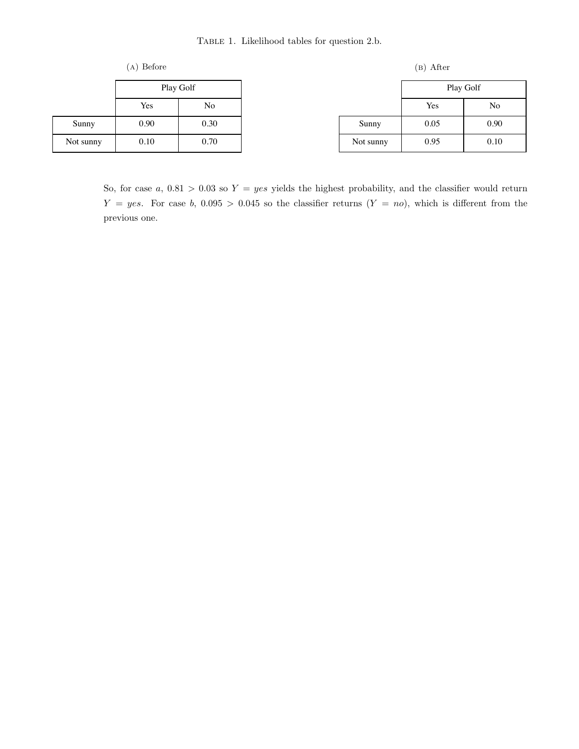Table 1. Likelihood tables for question 2.b.

(a) Before

| | Play Golf | |
|---|---|---|
| | Yes | No |
| Sunny | 0.90 | 0.30 |
| Not sunny | 0.10 | 0.70 |

(b) After

| | Play Golf | |
|---|---|---|
| | Yes | No |
| Sunny | 0.05 | 0.90 |
| Not sunny | 0.95 | 0.10 |

So, for case $a$, $0.81 > 0.03$ so $Y = yes$ yields the highest probability, and the classifier would return $Y = yes$. For case $b$, $0.095 > 0.045$ so the classifier returns ($Y = no$), which is different from the previous one.